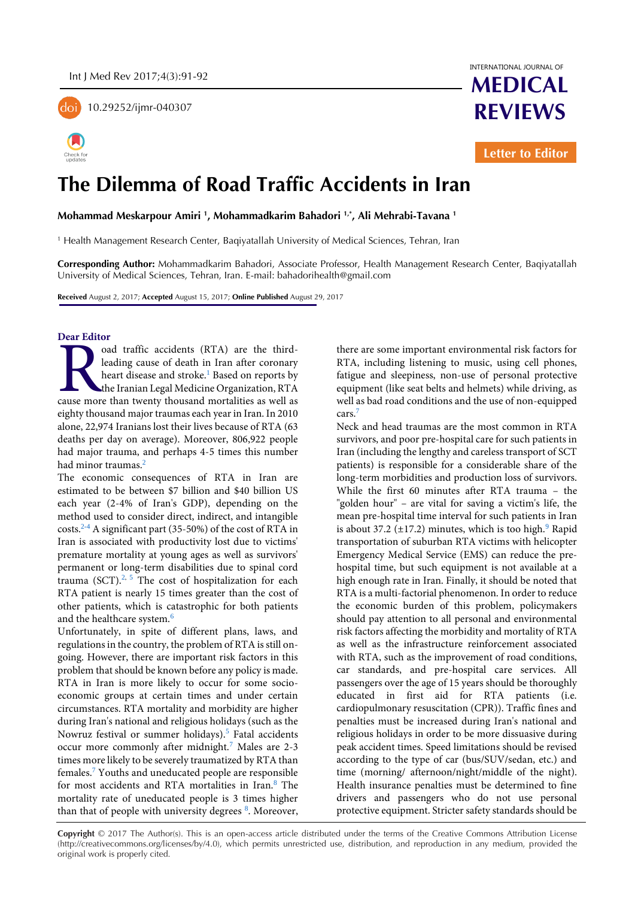Letter to Editor

# The Dilemma of Road Traffic Accidents in Iran

**Mohammad Meskarpour Amiri [1], Mohammadkarim Bahadori [1,*], Ali Mehrabi-Tavana [1]**

[1] Health Management Research Center, Baqiyatallah University of Medical Sciences, Tehran, Iran

**Corresponding Author:** Mohammadkarim Bahadori, Associate Professor, Health Management Research Center, Baqiyatallah University of Medical Sciences, Tehran, Iran. E-mail: bahadorihealth@gmail.com

**Received** August 2, 2017; **Accepted** August 15, 2017; **Online Published** August 29, 2017

**Dear Editor**

Road traffic accidents (RTA) are the third-leading cause of death in Iran after coronary heart disease and stroke.[1] Based on reports by the Iranian Legal Medicine Organization, RTA cause more than twenty thousand mortalities as well as eighty thousand major traumas each year in Iran. In 2010 alone, 22,974 Iranians lost their lives because of RTA (63 deaths per day on average). Moreover, 806,922 people had major trauma, and perhaps 4-5 times this number had minor traumas.[2]

The economic consequences of RTA in Iran are estimated to be between $7 billion and $40 billion US each year (2-4% of Iran's GDP), depending on the method used to consider direct, indirect, and intangible costs.[2-4] A significant part (35-50%) of the cost of RTA in Iran is associated with productivity lost due to victims' premature mortality at young ages as well as survivors' permanent or long-term disabilities due to spinal cord trauma (SCT).[2, 5] The cost of hospitalization for each RTA patient is nearly 15 times greater than the cost of other patients, which is catastrophic for both patients and the healthcare system.[6]

Unfortunately, in spite of different plans, laws, and regulations in the country, the problem of RTA is still on-going. However, there are important risk factors in this problem that should be known before any policy is made. RTA in Iran is more likely to occur for some socio-economic groups at certain times and under certain circumstances. RTA mortality and morbidity are higher during Iran's national and religious holidays (such as the Nowruz festival or summer holidays).[5] Fatal accidents occur more commonly after midnight.[7] Males are 2-3 times more likely to be severely traumatized by RTA than females.[7] Youths and uneducated people are responsible for most accidents and RTA mortalities in Iran.[8] The mortality rate of uneducated people is 3 times higher than that of people with university degrees [8]. Moreover, there are some important environmental risk factors for RTA, including listening to music, using cell phones, fatigue and sleepiness, non-use of personal protective equipment (like seat belts and helmets) while driving, as well as bad road conditions and the use of non-equipped cars.[7]

Neck and head traumas are the most common in RTA survivors, and poor pre-hospital care for such patients in Iran (including the lengthy and careless transport of SCT patients) is responsible for a considerable share of the long-term morbidities and production loss of survivors. While the first 60 minutes after RTA trauma – the "golden hour" – are vital for saving a victim's life, the mean pre-hospital time interval for such patients in Iran is about 37.2 (±17.2) minutes, which is too high.[9] Rapid transportation of suburban RTA victims with helicopter Emergency Medical Service (EMS) can reduce the pre-hospital time, but such equipment is not available at a high enough rate in Iran. Finally, it should be noted that RTA is a multi-factorial phenomenon. In order to reduce the economic burden of this problem, policymakers should pay attention to all personal and environmental risk factors affecting the morbidity and mortality of RTA as well as the infrastructure reinforcement associated with RTA, such as the improvement of road conditions, car standards, and pre-hospital care services. All passengers over the age of 15 years should be thoroughly educated in first aid for RTA patients (i.e. cardiopulmonary resuscitation (CPR)). Traffic fines and penalties must be increased during Iran's national and religious holidays in order to be more dissuasive during peak accident times. Speed limitations should be revised according to the type of car (bus/SUV/sedan, etc.) and time (morning/ afternoon/night/middle of the night). Health insurance penalties must be determined to fine drivers and passengers who do not use personal protective equipment. Stricter safety standards should be

**Copyright** © 2017 The Author(s). This is an open-access article distributed under the terms of the Creative Commons Attribution License (http://creativecommons.org/licenses/by/4.0), which permits unrestricted use, distribution, and reproduction in any medium, provided the original work is properly cited.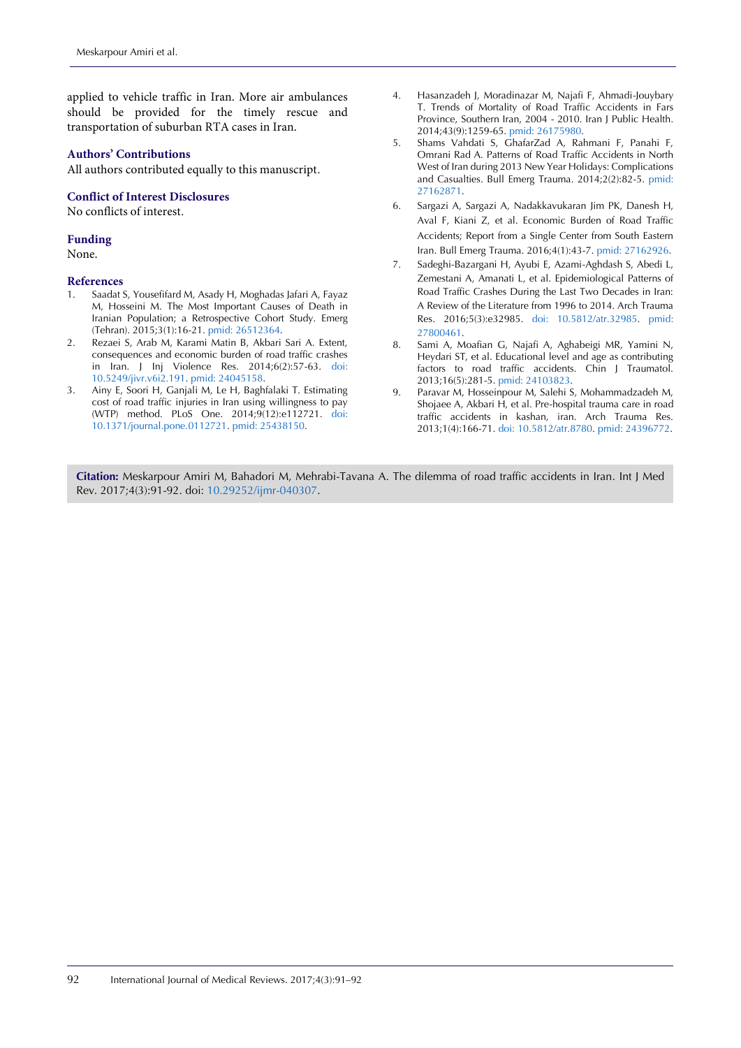applied to vehicle traffic in Iran. More air ambulances should be provided for the timely rescue and transportation of suburban RTA cases in Iran.

## Authors' Contributions

All authors contributed equally to this manuscript.

## Conflict of Interest Disclosures

No conflicts of interest.

## Funding

None.

## References

1. Saadat S, Yousefifard M, Asady H, Moghadas Jafari A, Fayaz M, Hosseini M. The Most Important Causes of Death in Iranian Population; a Retrospective Cohort Study. Emerg (Tehran). 2015;3(1):16-21. pmid: 26512364.
2. Rezaei S, Arab M, Karami Matin B, Akbari Sari A. Extent, consequences and economic burden of road traffic crashes in Iran. J Inj Violence Res. 2014;6(2):57-63. doi: 10.5249/jivr.v6i2.191. pmid: 24045158.
3. Ainy E, Soori H, Ganjali M, Le H, Baghfalaki T. Estimating cost of road traffic injuries in Iran using willingness to pay (WTP) method. PLoS One. 2014;9(12):e112721. doi: 10.1371/journal.pone.0112721. pmid: 25438150.
4. Hasanzadeh J, Moradinazar M, Najafi F, Ahmadi-Jouybary T. Trends of Mortality of Road Traffic Accidents in Fars Province, Southern Iran, 2004 - 2010. Iran J Public Health. 2014;43(9):1259-65. pmid: 26175980.
5. Shams Vahdati S, GhafarZad A, Rahmani F, Panahi F, Omrani Rad A. Patterns of Road Traffic Accidents in North West of Iran during 2013 New Year Holidays: Complications and Casualties. Bull Emerg Trauma. 2014;2(2):82-5. pmid: 27162871.
6. Sargazi A, Sargazi A, Nadakkavukaran Jim PK, Danesh H, Aval F, Kiani Z, et al. Economic Burden of Road Traffic Accidents; Report from a Single Center from South Eastern Iran. Bull Emerg Trauma. 2016;4(1):43-7. pmid: 27162926.
7. Sadeghi-Bazargani H, Ayubi E, Azami-Aghdash S, Abedi L, Zemestani A, Amanati L, et al. Epidemiological Patterns of Road Traffic Crashes During the Last Two Decades in Iran: A Review of the Literature from 1996 to 2014. Arch Trauma Res. 2016;5(3):e32985. doi: 10.5812/atr.32985. pmid: 27800461.
8. Sami A, Moafian G, Najafi A, Aghabeigi MR, Yamini N, Heydari ST, et al. Educational level and age as contributing factors to road traffic accidents. Chin J Traumatol. 2013;16(5):281-5. pmid: 24103823.
9. Paravar M, Hosseinpour M, Salehi S, Mohammadzadeh M, Shojaee A, Akbari H, et al. Pre-hospital trauma care in road traffic accidents in kashan, iran. Arch Trauma Res. 2013;1(4):166-71. doi: 10.5812/atr.8780. pmid: 24396772.

**Citation:** Meskarpour Amiri M, Bahadori M, Mehrabi-Tavana A. The dilemma of road traffic accidents in Iran. Int J Med Rev. 2017;4(3):91-92. doi: 10.29252/ijmr-040307.